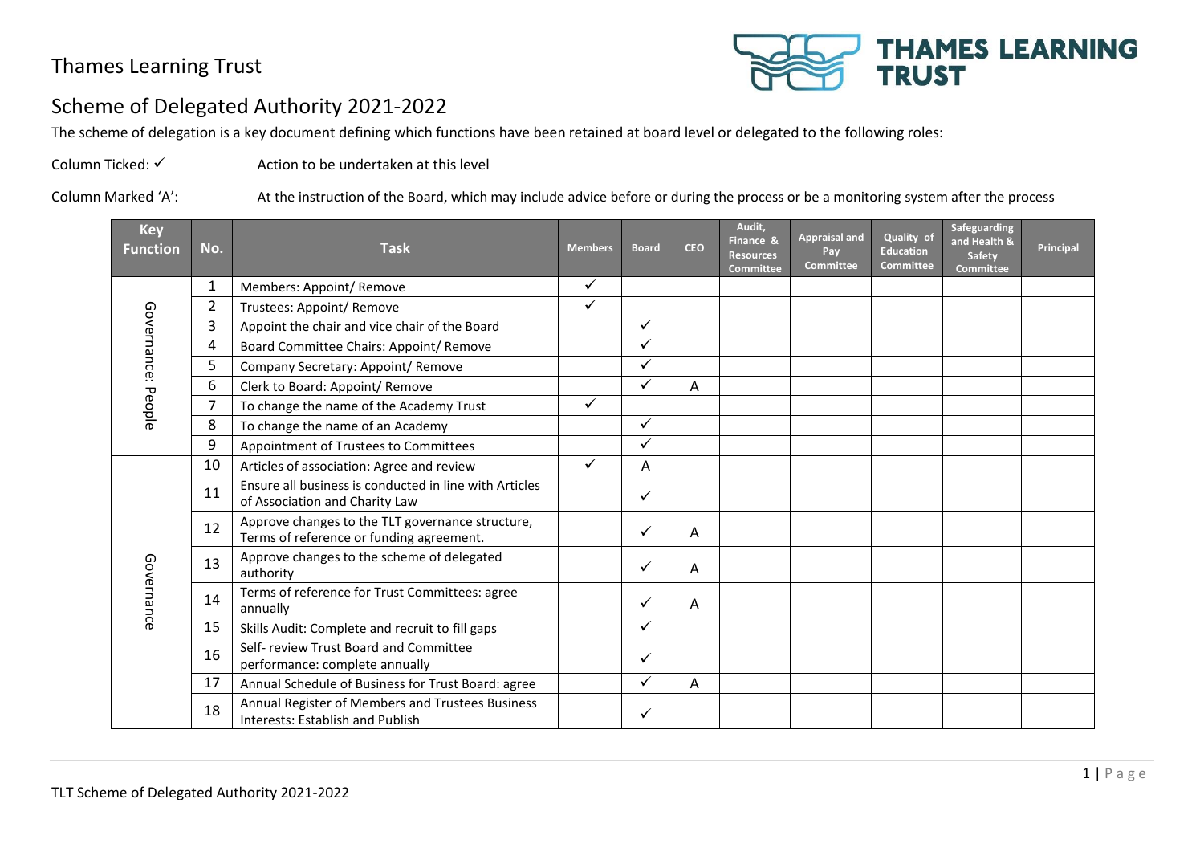Thames Learning Trust

THAMES LEARNING TRUST

# Scheme of Delegated Authority 2021-2022

The scheme of delegation is a key document defining which functions have been retained at board level or delegated to the following roles:

Column Ticked: ✓ Action to be undertaken at this level

Column Marked 'A': At the instruction of the Board, which may include advice before or during the process or be a monitoring system after the process

| Key Function | No. | Task | Members | Board | CEO | Audit, Finance & Resources Committee | Appraisal and Pay Committee | Quality of Education Committee | Safeguarding and Health & Safety Committee | Principal |
|---|---|---|---|---|---|---|---|---|---|---|
| Governance: People | 1 | Members: Appoint/ Remove | ✓ | | | | | | | |
| | 2 | Trustees: Appoint/ Remove | ✓ | | | | | | | |
| | 3 | Appoint the chair and vice chair of the Board | | ✓ | | | | | | |
| | 4 | Board Committee Chairs: Appoint/ Remove | | ✓ | | | | | | |
| | 5 | Company Secretary: Appoint/ Remove | | ✓ | | | | | | |
| | 6 | Clerk to Board: Appoint/ Remove | | ✓ | A | | | | | |
| | 7 | To change the name of the Academy Trust | ✓ | | | | | | | |
| | 8 | To change the name of an Academy | | ✓ | | | | | | |
| | 9 | Appointment of Trustees to Committees | | ✓ | | | | | | |
| Governance | 10 | Articles of association: Agree and review | ✓ | A | | | | | | |
| | 11 | Ensure all business is conducted in line with Articles of Association and Charity Law | | ✓ | | | | | | |
| | 12 | Approve changes to the TLT governance structure, Terms of reference or funding agreement. | | ✓ | A | | | | | |
| | 13 | Approve changes to the scheme of delegated authority | | ✓ | A | | | | | |
| | 14 | Terms of reference for Trust Committees: agree annually | | ✓ | A | | | | | |
| | 15 | Skills Audit: Complete and recruit to fill gaps | | ✓ | | | | | | |
| | 16 | Self- review Trust Board and Committee performance: complete annually | | ✓ | | | | | | |
| | 17 | Annual Schedule of Business for Trust Board: agree | | ✓ | A | | | | | |
| | 18 | Annual Register of Members and Trustees Business Interests: Establish and Publish | | ✓ | | | | | | |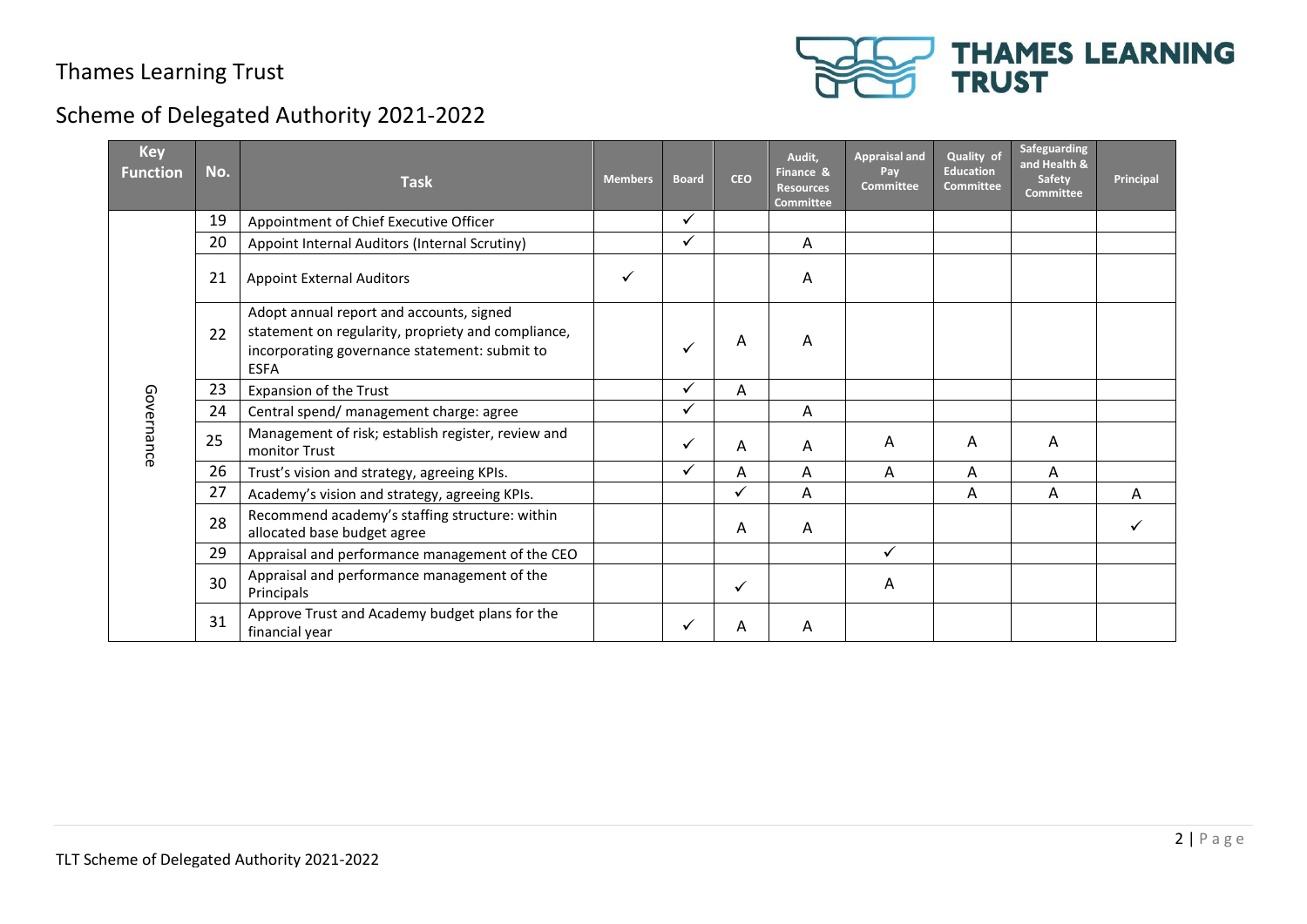# Thames Learning Trust

## Scheme of Delegated Authority 2021-2022

| Key Function | No. | Task | Members | Board | CEO | Audit, Finance & Resources Committee | Appraisal and Pay Committee | Quality of Education Committee | Safeguarding and Health & Safety Committee | Principal |
|---|---|---|---|---|---|---|---|---|---|---|
| Governance | 19 | Appointment of Chief Executive Officer | | ✓ | | | | | | |
| | 20 | Appoint Internal Auditors (Internal Scrutiny) | | ✓ | | A | | | | |
| | 21 | Appoint External Auditors | ✓ | | | A | | | | |
| | 22 | Adopt annual report and accounts, signed statement on regularity, propriety and compliance, incorporating governance statement: submit to ESFA | | ✓ | A | A | | | | |
| | 23 | Expansion of the Trust | | ✓ | A | | | | | |
| | 24 | Central spend/ management charge: agree | | ✓ | | A | | | | |
| | 25 | Management of risk; establish register, review and monitor Trust | | ✓ | A | A | A | A | A | |
| | 26 | Trust's vision and strategy, agreeing KPIs. | | ✓ | A | A | A | A | A | |
| | 27 | Academy's vision and strategy, agreeing KPIs. | | | ✓ | A | | A | A | A |
| | 28 | Recommend academy's staffing structure: within allocated base budget agree | | | A | A | | | | ✓ |
| | 29 | Appraisal and performance management of the CEO | | | | | ✓ | | | |
| | 30 | Appraisal and performance management of the Principals | | | ✓ | | A | | | |
| | 31 | Approve Trust and Academy budget plans for the financial year | | ✓ | A | A | | | | |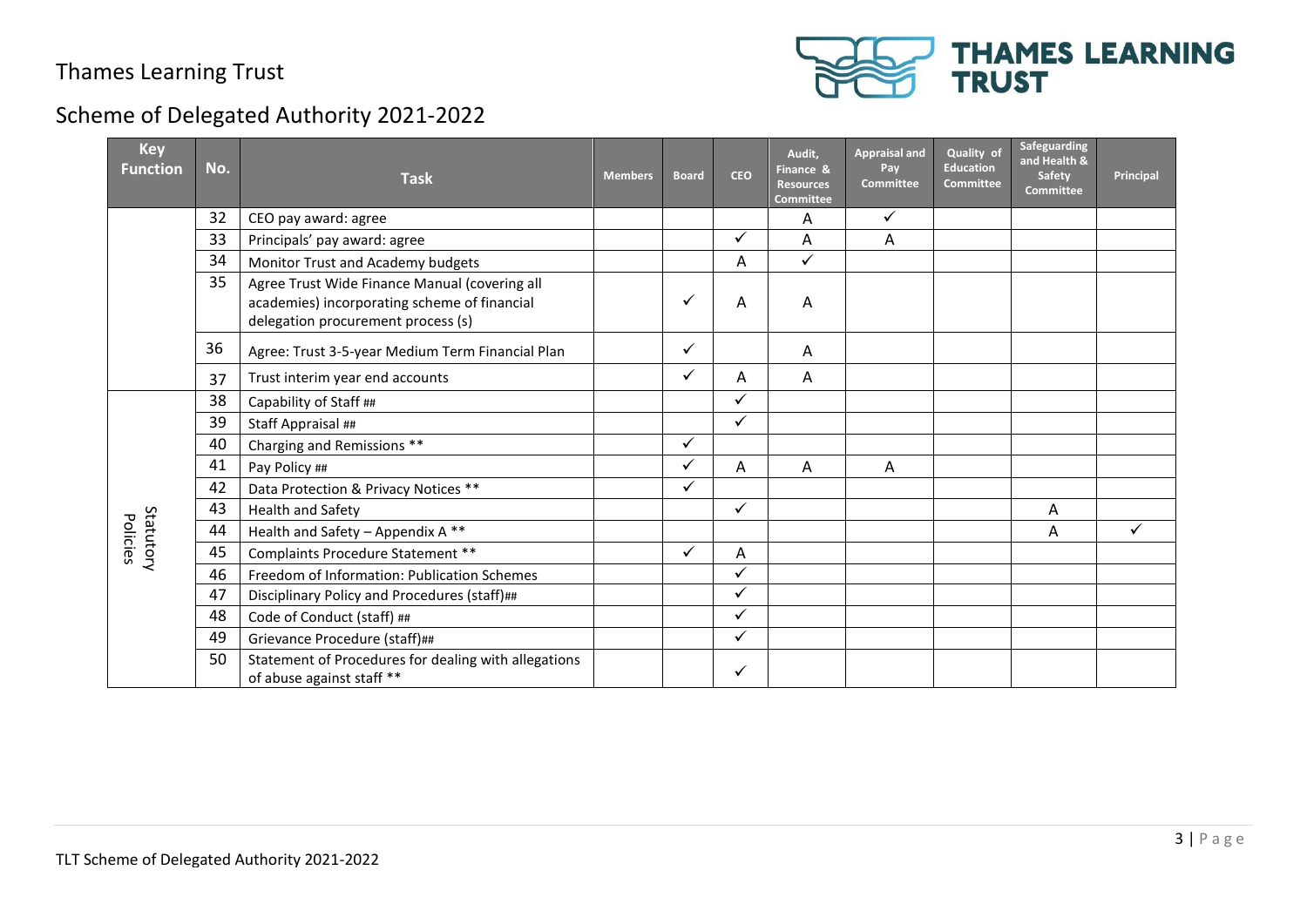Thames Learning Trust

# Scheme of Delegated Authority 2021-2022

| Key Function | No. | Task | Members | Board | CEO | Audit, Finance & Resources Committee | Appraisal and Pay Committee | Quality of Education Committee | Safeguarding and Health & Safety Committee | Principal |
|---|---|---|---|---|---|---|---|---|---|---|
| | 32 | CEO pay award: agree | | | | A | ✓ | | | |
| | 33 | Principals' pay award: agree | | | ✓ | A | A | | | |
| | 34 | Monitor Trust and Academy budgets | | | A | ✓ | | | | |
| | 35 | Agree Trust Wide Finance Manual (covering all academies) incorporating scheme of financial delegation procurement process (s) | | ✓ | A | A | | | | |
| | 36 | Agree: Trust 3-5-year Medium Term Financial Plan | | ✓ | | A | | | | |
| | 37 | Trust interim year end accounts | | ✓ | A | A | | | | |
| Statutory Policies | 38 | Capability of Staff ## | | | ✓ | | | | | |
| | 39 | Staff Appraisal ## | | | ✓ | | | | | |
| | 40 | Charging and Remissions ** | | ✓ | | | | | | |
| | 41 | Pay Policy ## | | ✓ | A | A | A | | | |
| | 42 | Data Protection & Privacy Notices ** | | ✓ | | | | | | |
| | 43 | Health and Safety | | | ✓ | | | | A | |
| | 44 | Health and Safety – Appendix A ** | | | | | | | A | ✓ |
| | 45 | Complaints Procedure Statement ** | | ✓ | A | | | | | |
| | 46 | Freedom of Information: Publication Schemes | | | ✓ | | | | | |
| | 47 | Disciplinary Policy and Procedures (staff)## | | | ✓ | | | | | |
| | 48 | Code of Conduct (staff) ## | | | ✓ | | | | | |
| | 49 | Grievance Procedure (staff)## | | | ✓ | | | | | |
| | 50 | Statement of Procedures for dealing with allegations of abuse against staff ** | | | ✓ | | | | | |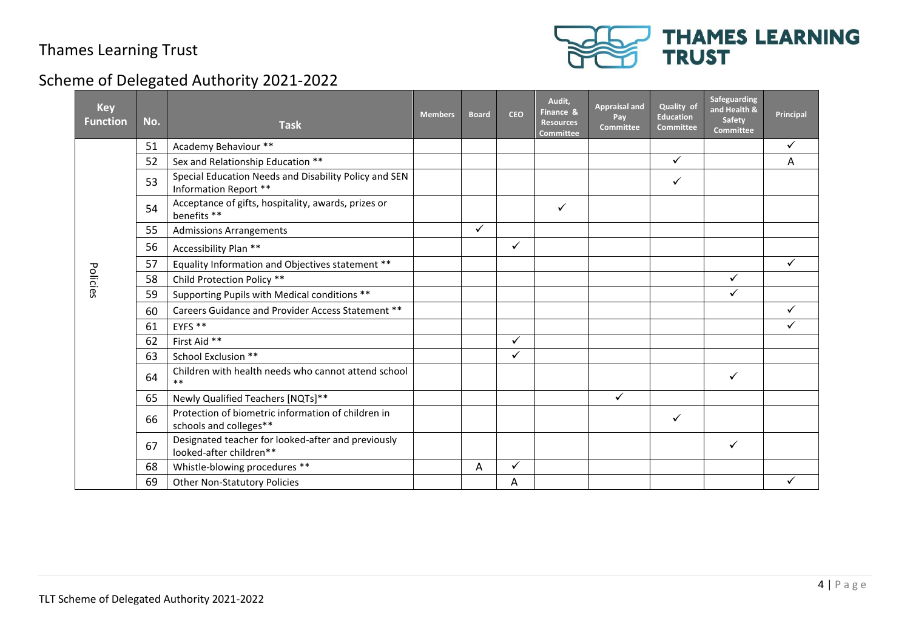Thames Learning Trust

# Scheme of Delegated Authority 2021-2022

| Key Function | No. | Task | Members | Board | CEO | Audit, Finance & Resources Committee | Appraisal and Pay Committee | Quality of Education Committee | Safeguarding and Health & Safety Committee | Principal |
|---|---|---|---|---|---|---|---|---|---|---|
| Policies | 51 | Academy Behaviour ** | | | | | | | | ✓ |
| | 52 | Sex and Relationship Education ** | | | | | | ✓ | | A |
| | 53 | Special Education Needs and Disability Policy and SEN Information Report ** | | | | | | ✓ | | |
| | 54 | Acceptance of gifts, hospitality, awards, prizes or benefits ** | | | | ✓ | | | | |
| | 55 | Admissions Arrangements | | ✓ | | | | | | |
| | 56 | Accessibility Plan ** | | | ✓ | | | | | |
| | 57 | Equality Information and Objectives statement ** | | | | | | | | ✓ |
| | 58 | Child Protection Policy ** | | | | | | | ✓ | |
| | 59 | Supporting Pupils with Medical conditions ** | | | | | | | ✓ | |
| | 60 | Careers Guidance and Provider Access Statement ** | | | | | | | | ✓ |
| | 61 | EYFS ** | | | | | | | | ✓ |
| | 62 | First Aid ** | | | ✓ | | | | | |
| | 63 | School Exclusion ** | | | ✓ | | | | | |
| | 64 | Children with health needs who cannot attend school ** | | | | | | | ✓ | |
| | 65 | Newly Qualified Teachers [NQTs]** | | | | | ✓ | | | |
| | 66 | Protection of biometric information of children in schools and colleges** | | | | | | ✓ | | |
| | 67 | Designated teacher for looked-after and previously looked-after children** | | | | | | | ✓ | |
| | 68 | Whistle-blowing procedures ** | | A | ✓ | | | | | |
| | 69 | Other Non-Statutory Policies | | | A | | | | | ✓ |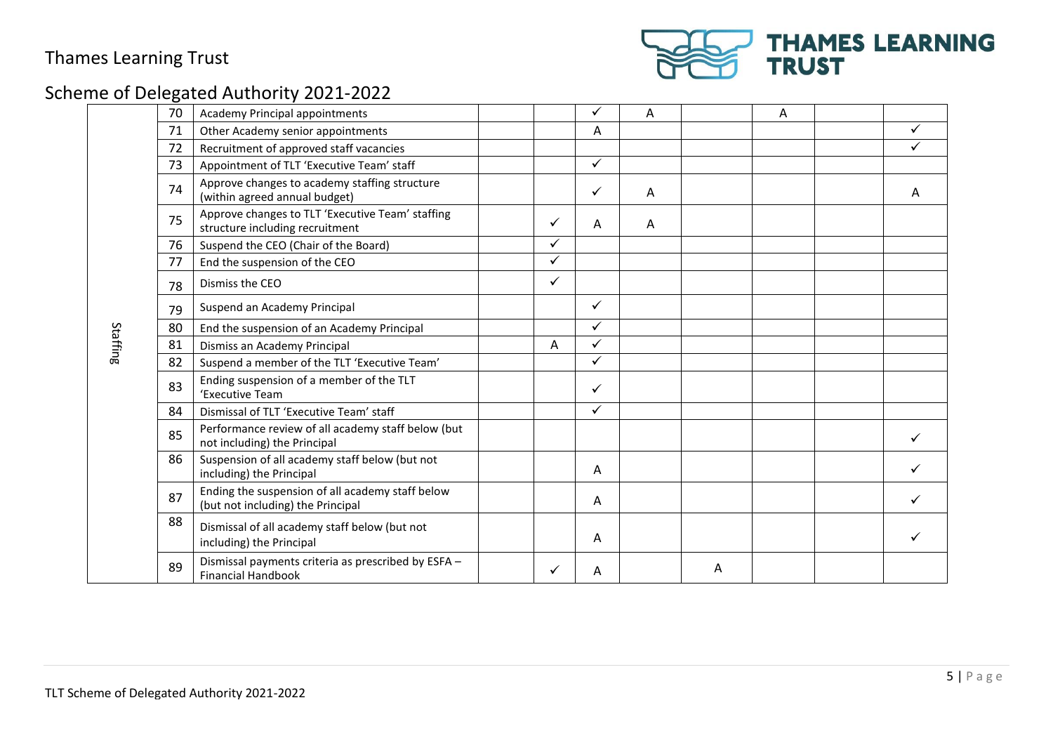| | | | | | | | | | | |
|---|---|---|---|---|---|---|---|---|---|---|
| Staffing | 70 | Academy Principal appointments | | | ✓ | A | | A | | |
| | 71 | Other Academy senior appointments | | | A | | | | | ✓ |
| | 72 | Recruitment of approved staff vacancies | | | | | | | | ✓ |
| | 73 | Appointment of TLT 'Executive Team' staff | | | ✓ | | | | | |
| | 74 | Approve changes to academy staffing structure (within agreed annual budget) | | | ✓ | A | | | | A |
| | 75 | Approve changes to TLT 'Executive Team' staffing structure including recruitment | | ✓ | A | A | | | | |
| | 76 | Suspend the CEO (Chair of the Board) | | ✓ | | | | | | |
| | 77 | End the suspension of the CEO | | ✓ | | | | | | |
| | 78 | Dismiss the CEO | | ✓ | | | | | | |
| | 79 | Suspend an Academy Principal | | | ✓ | | | | | |
| | 80 | End the suspension of an Academy Principal | | | ✓ | | | | | |
| | 81 | Dismiss an Academy Principal | | A | ✓ | | | | | |
| | 82 | Suspend a member of the TLT 'Executive Team' | | | ✓ | | | | | |
| | 83 | Ending suspension of a member of the TLT 'Executive Team | | | ✓ | | | | | |
| | 84 | Dismissal of TLT 'Executive Team' staff | | | ✓ | | | | | |
| | 85 | Performance review of all academy staff below (but not including) the Principal | | | | | | | | ✓ |
| | 86 | Suspension of all academy staff below (but not including) the Principal | | | A | | | | | ✓ |
| | 87 | Ending the suspension of all academy staff below (but not including) the Principal | | | A | | | | | ✓ |
| | 88 | Dismissal of all academy staff below (but not including) the Principal | | | A | | | | | ✓ |
| | 89 | Dismissal payments criteria as prescribed by ESFA – Financial Handbook | | ✓ | A | | A | | | |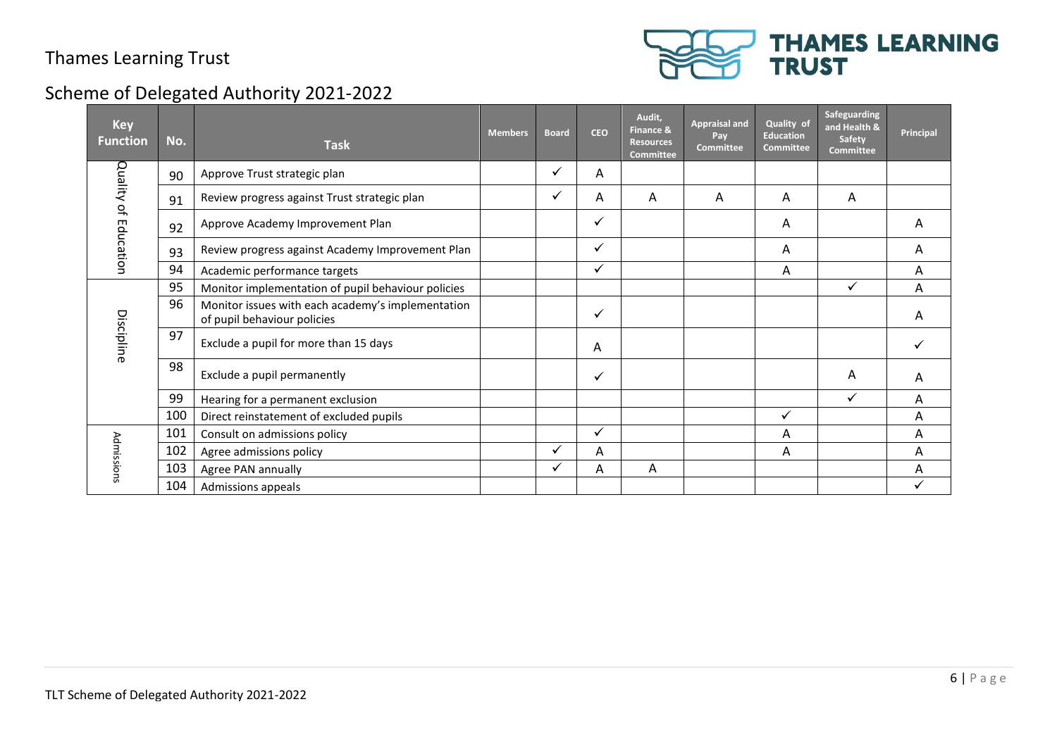Thames Learning Trust

THAMES LEARNING TRUST

## Scheme of Delegated Authority 2021-2022

| Key Function | No. | Task | Members | Board | CEO | Audit, Finance & Resources Committee | Appraisal and Pay Committee | Quality of Education Committee | Safeguarding and Health & Safety Committee | Principal |
|---|---|---|---|---|---|---|---|---|---|---|
| Quality of Education | 90 | Approve Trust strategic plan | | ✓ | A | | | | | |
| | 91 | Review progress against Trust strategic plan | | ✓ | A | A | A | A | A | |
| | 92 | Approve Academy Improvement Plan | | | ✓ | | | A | | A |
| | 93 | Review progress against Academy Improvement Plan | | | ✓ | | | A | | A |
| | 94 | Academic performance targets | | | ✓ | | | A | | A |
| Discipline | 95 | Monitor implementation of pupil behaviour policies | | | | | | | ✓ | A |
| | 96 | Monitor issues with each academy's implementation of pupil behaviour policies | | | ✓ | | | | | A |
| | 97 | Exclude a pupil for more than 15 days | | | A | | | | | ✓ |
| | 98 | Exclude a pupil permanently | | | ✓ | | | | A | A |
| | 99 | Hearing for a permanent exclusion | | | | | | | ✓ | A |
| | 100 | Direct reinstatement of excluded pupils | | | | | | ✓ | | A |
| Admissions | 101 | Consult on admissions policy | | | ✓ | | | A | | A |
| | 102 | Agree admissions policy | | ✓ | A | | | A | | A |
| | 103 | Agree PAN annually | | ✓ | A | A | | | | A |
| | 104 | Admissions appeals | | | | | | | | ✓ |

TLT Scheme of Delegated Authority 2021-2022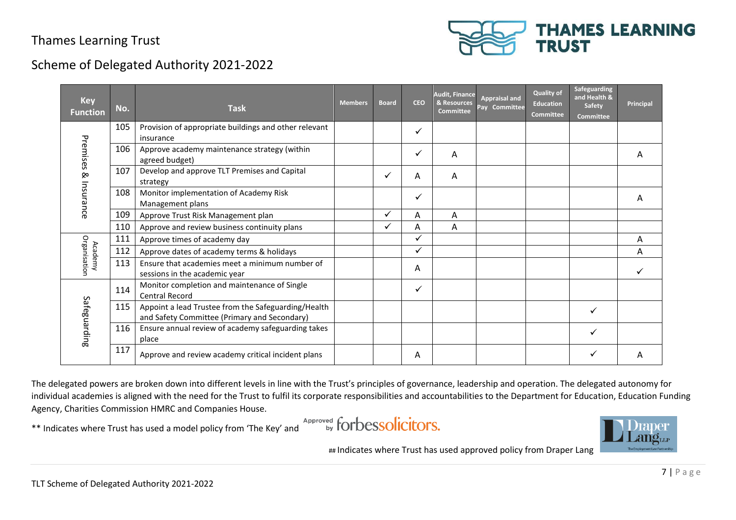# Thames Learning Trust

## Scheme of Delegated Authority 2021-2022

| Key Function | No. | Task | Members | Board | CEO | Audit, Finance & Resources Committee | Appraisal and Pay Committee | Quality of Education Committee | Safeguarding and Health & Safety Committee | Principal |
|---|---|---|---|---|---|---|---|---|---|---|
| Premises & Insurance | 105 | Provision of appropriate buildings and other relevant insurance | | | ✓ | | | | | |
| | 106 | Approve academy maintenance strategy (within agreed budget) | | | ✓ | A | | | | A |
| | 107 | Develop and approve TLT Premises and Capital strategy | | ✓ | A | A | | | | |
| | 108 | Monitor implementation of Academy Risk Management plans | | | ✓ | | | | | A |
| | 109 | Approve Trust Risk Management plan | | ✓ | A | A | | | | |
| | 110 | Approve and review business continuity plans | | ✓ | A | A | | | | |
| Academy Organisation | 111 | Approve times of academy day | | | ✓ | | | | | A |
| | 112 | Approve dates of academy terms & holidays | | | ✓ | | | | | A |
| | 113 | Ensure that academies meet a minimum number of sessions in the academic year | | | A | | | | | ✓ |
| Safeguarding | 114 | Monitor completion and maintenance of Single Central Record | | | ✓ | | | | | |
| | 115 | Appoint a lead Trustee from the Safeguarding/Health and Safety Committee (Primary and Secondary) | | | | | | | ✓ | |
| | 116 | Ensure annual review of academy safeguarding takes place | | | | | | | ✓ | |
| | 117 | Approve and review academy critical incident plans | | | A | | | | ✓ | A |

The delegated powers are broken down into different levels in line with the Trust's principles of governance, leadership and operation. The delegated autonomy for individual academies is aligned with the need for the Trust to fulfil its corporate responsibilities and accountabilities to the Department for Education, Education Funding Agency, Charities Commission HMRC and Companies House.

** Indicates where Trust has used a model policy from 'The Key' and Approved by forbessolicitors.

## Indicates where Trust has used approved policy from Draper Lang